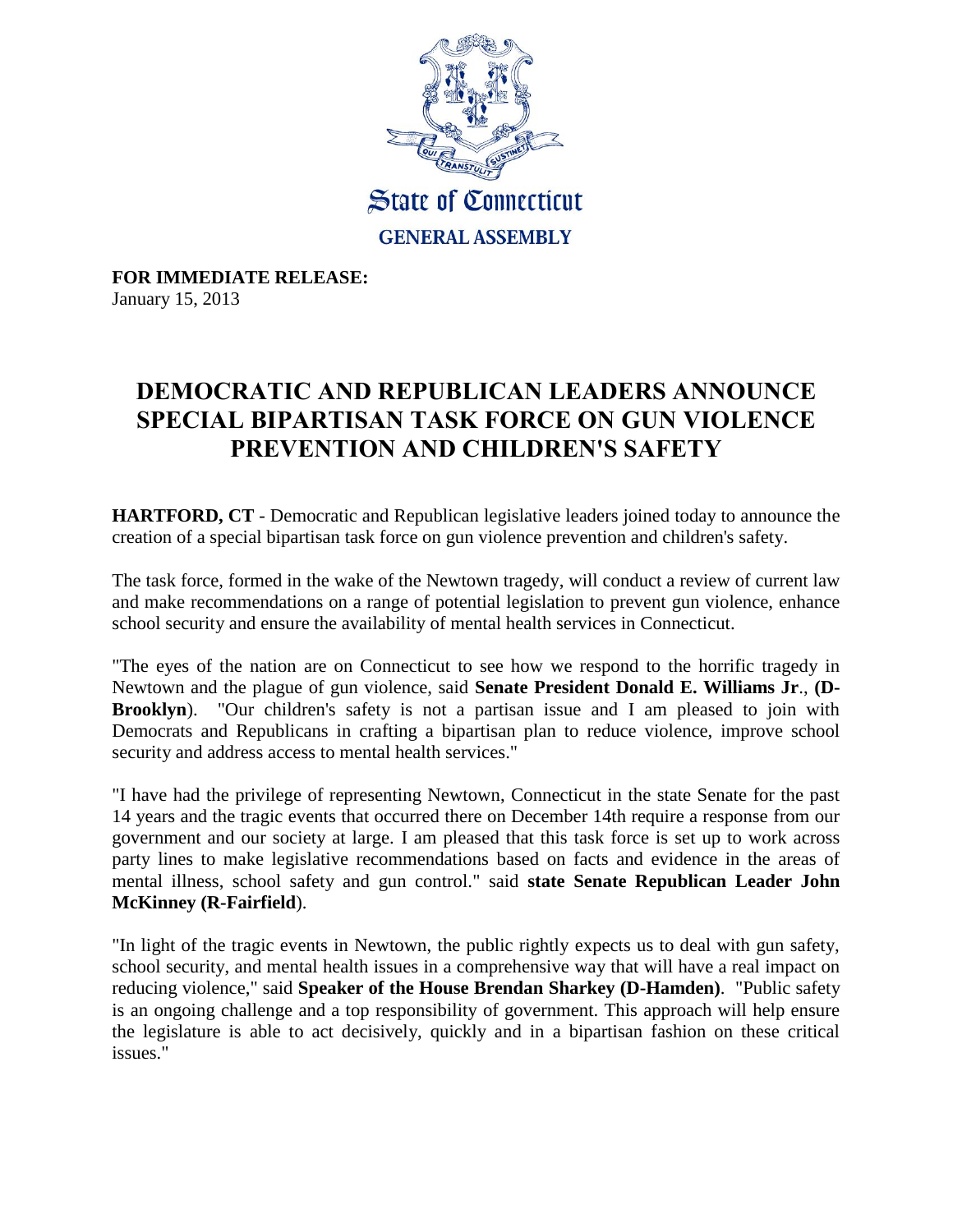State of Connecticut

GENERAL ASSEMBLY

**FOR IMMEDIATE RELEASE:**
January 15, 2013

# DEMOCRATIC AND REPUBLICAN LEADERS ANNOUNCE SPECIAL BIPARTISAN TASK FORCE ON GUN VIOLENCE PREVENTION AND CHILDREN'S SAFETY

**HARTFORD, CT** - Democratic and Republican legislative leaders joined today to announce the creation of a special bipartisan task force on gun violence prevention and children's safety.

The task force, formed in the wake of the Newtown tragedy, will conduct a review of current law and make recommendations on a range of potential legislation to prevent gun violence, enhance school security and ensure the availability of mental health services in Connecticut.

"The eyes of the nation are on Connecticut to see how we respond to the horrific tragedy in Newtown and the plague of gun violence, said **Senate President Donald E. Williams Jr**., **(D-Brooklyn**). "Our children's safety is not a partisan issue and I am pleased to join with Democrats and Republicans in crafting a bipartisan plan to reduce violence, improve school security and address access to mental health services."

"I have had the privilege of representing Newtown, Connecticut in the state Senate for the past 14 years and the tragic events that occurred there on December 14th require a response from our government and our society at large. I am pleased that this task force is set up to work across party lines to make legislative recommendations based on facts and evidence in the areas of mental illness, school safety and gun control." said **state Senate Republican Leader John McKinney (R-Fairfield**).

"In light of the tragic events in Newtown, the public rightly expects us to deal with gun safety, school security, and mental health issues in a comprehensive way that will have a real impact on reducing violence," said **Speaker of the House Brendan Sharkey (D-Hamden)**. "Public safety is an ongoing challenge and a top responsibility of government. This approach will help ensure the legislature is able to act decisively, quickly and in a bipartisan fashion on these critical issues."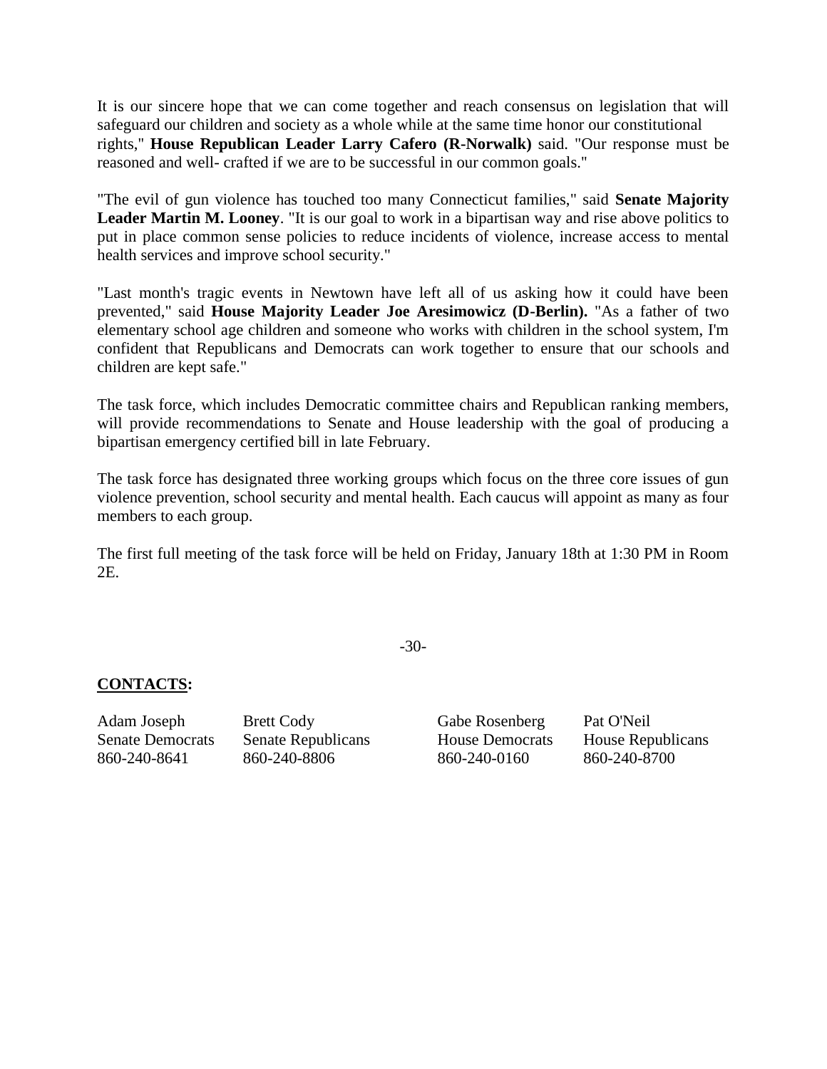It is our sincere hope that we can come together and reach consensus on legislation that will safeguard our children and society as a whole while at the same time honor our constitutional rights," **House Republican Leader Larry Cafero (R-Norwalk)** said. "Our response must be reasoned and well- crafted if we are to be successful in our common goals."

"The evil of gun violence has touched too many Connecticut families," said **Senate Majority Leader Martin M. Looney**. "It is our goal to work in a bipartisan way and rise above politics to put in place common sense policies to reduce incidents of violence, increase access to mental health services and improve school security."

"Last month's tragic events in Newtown have left all of us asking how it could have been prevented," said **House Majority Leader Joe Aresimowicz (D-Berlin).** "As a father of two elementary school age children and someone who works with children in the school system, I'm confident that Republicans and Democrats can work together to ensure that our schools and children are kept safe."

The task force, which includes Democratic committee chairs and Republican ranking members, will provide recommendations to Senate and House leadership with the goal of producing a bipartisan emergency certified bill in late February.

The task force has designated three working groups which focus on the three core issues of gun violence prevention, school security and mental health. Each caucus will appoint as many as four members to each group.

The first full meeting of the task force will be held on Friday, January 18th at 1:30 PM in Room 2E.

-30-

**CONTACTS:**

| | | | |
|---|---|---|---|
| Adam Joseph | Brett Cody | Gabe Rosenberg | Pat O'Neil |
| Senate Democrats | Senate Republicans | House Democrats | House Republicans |
| 860-240-8641 | 860-240-8806 | 860-240-0160 | 860-240-8700 |